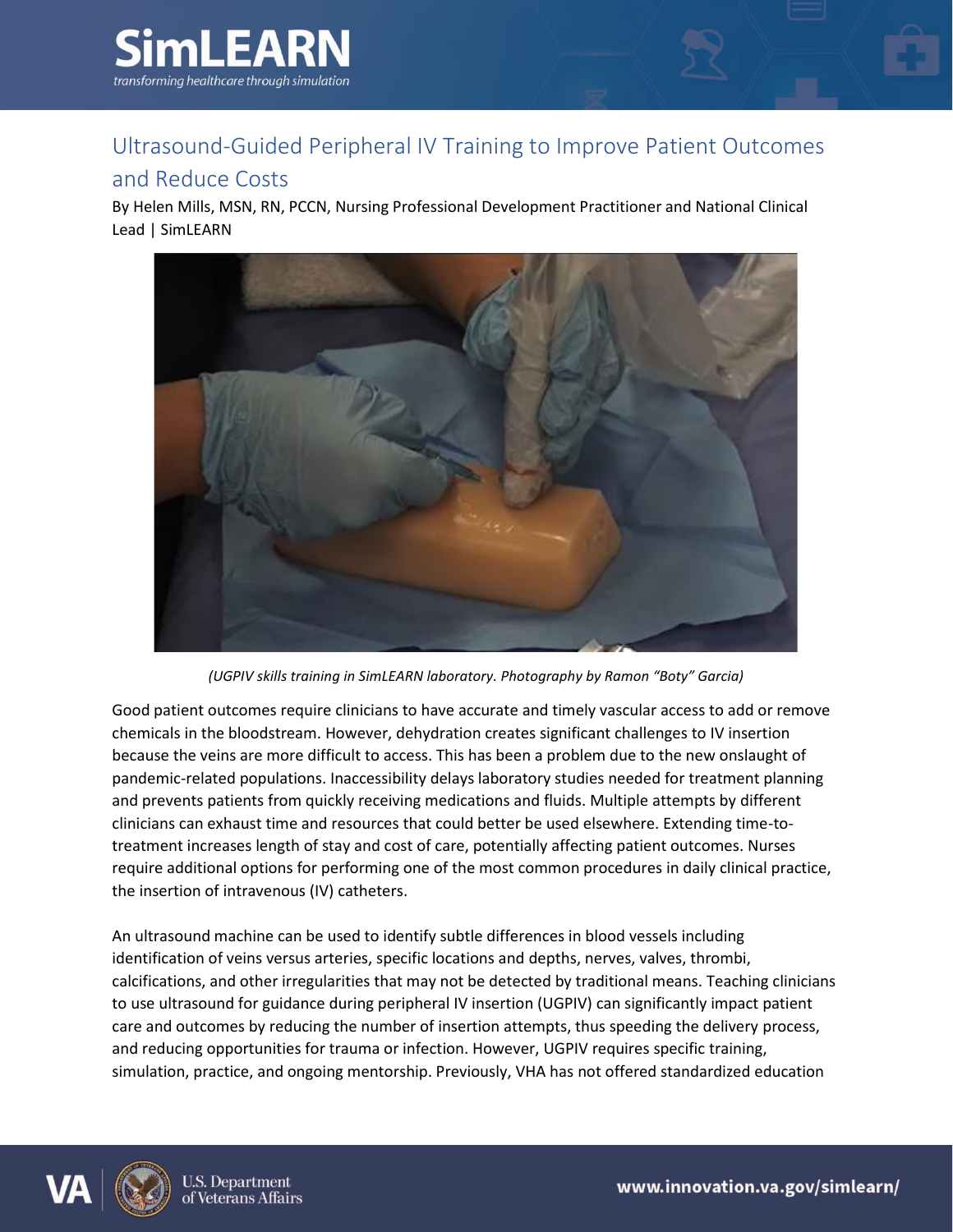# Ultrasound-Guided Peripheral IV Training to Improve Patient Outcomes and Reduce Costs

By Helen Mills, MSN, RN, PCCN, Nursing Professional Development Practitioner and National Clinical Lead | SimLEARN

*(UGPIV skills training in SimLEARN laboratory. Photography by Ramon "Boty" Garcia)*

Good patient outcomes require clinicians to have accurate and timely vascular access to add or remove chemicals in the bloodstream. However, dehydration creates significant challenges to IV insertion because the veins are more difficult to access. This has been a problem due to the new onslaught of pandemic-related populations. Inaccessibility delays laboratory studies needed for treatment planning and prevents patients from quickly receiving medications and fluids. Multiple attempts by different clinicians can exhaust time and resources that could better be used elsewhere. Extending time-to-treatment increases length of stay and cost of care, potentially affecting patient outcomes. Nurses require additional options for performing one of the most common procedures in daily clinical practice, the insertion of intravenous (IV) catheters.

An ultrasound machine can be used to identify subtle differences in blood vessels including identification of veins versus arteries, specific locations and depths, nerves, valves, thrombi, calcifications, and other irregularities that may not be detected by traditional means. Teaching clinicians to use ultrasound for guidance during peripheral IV insertion (UGPIV) can significantly impact patient care and outcomes by reducing the number of insertion attempts, thus speeding the delivery process, and reducing opportunities for trauma or infection. However, UGPIV requires specific training, simulation, practice, and ongoing mentorship. Previously, VHA has not offered standardized education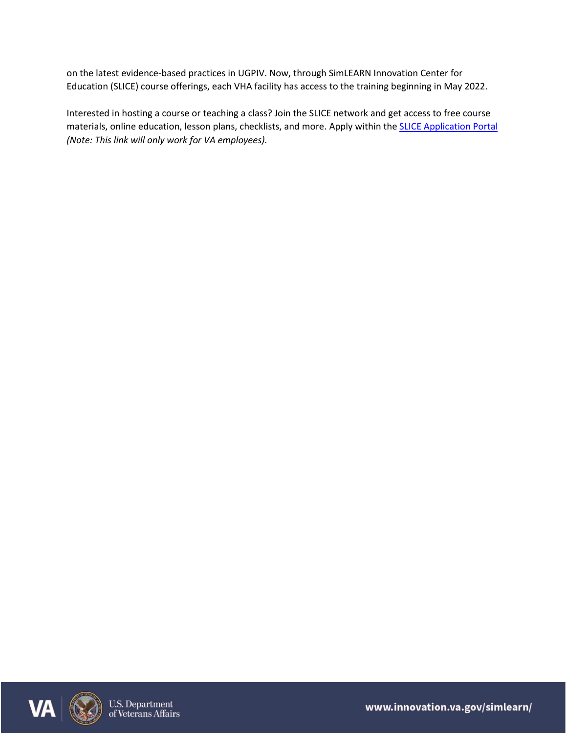on the latest evidence-based practices in UGPIV. Now, through SimLEARN Innovation Center for Education (SLICE) course offerings, each VHA facility has access to the training beginning in May 2022.

Interested in hosting a course or teaching a class? Join the SLICE network and get access to free course materials, online education, lesson plans, checklists, and more. Apply within the SLICE Application Portal *(Note: This link will only work for VA employees).*